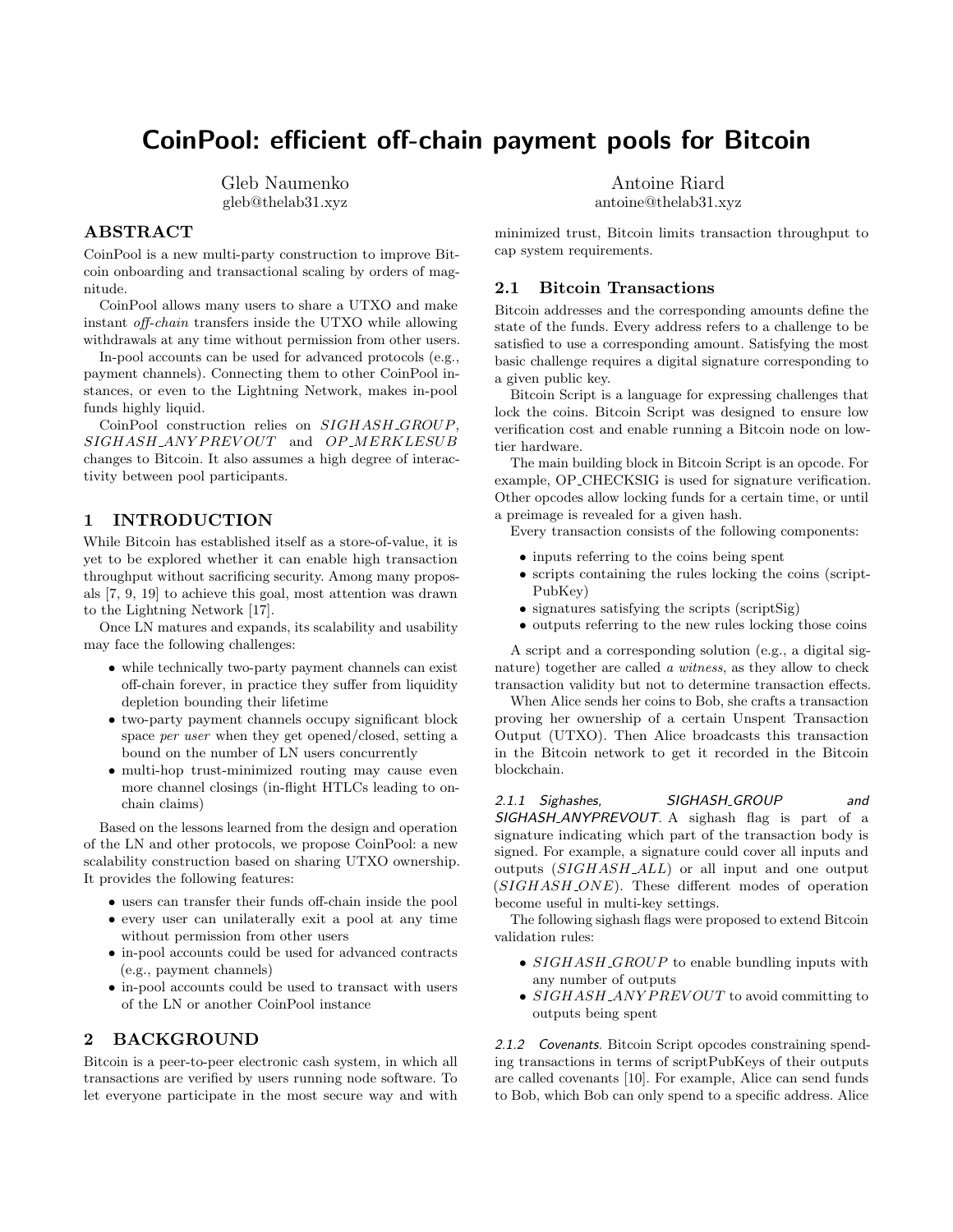# CoinPool: efficient off-chain payment pools for Bitcoin

Gleb Naumenko
gleb@thelab31.xyz

Antoine Riard
antoine@thelab31.xyz

## ABSTRACT

CoinPool is a new multi-party construction to improve Bitcoin onboarding and transactional scaling by orders of magnitude.

CoinPool allows many users to share a UTXO and make instant *off-chain* transfers inside the UTXO while allowing withdrawals at any time without permission from other users.

In-pool accounts can be used for advanced protocols (e.g., payment channels). Connecting them to other CoinPool instances, or even to the Lightning Network, makes in-pool funds highly liquid.

CoinPool construction relies on *SIGHASH_GROUP*, *SIGHASH_ANYPREVOUT* and *OP_MERKLESUB* changes to Bitcoin. It also assumes a high degree of interactivity between pool participants.

## 1 INTRODUCTION

While Bitcoin has established itself as a store-of-value, it is yet to be explored whether it can enable high transaction throughput without sacrificing security. Among many proposals [7, 9, 19] to achieve this goal, most attention was drawn to the Lightning Network [17].

Once LN matures and expands, its scalability and usability may face the following challenges:

- while technically two-party payment channels can exist off-chain forever, in practice they suffer from liquidity depletion bounding their lifetime
- two-party payment channels occupy significant block space *per user* when they get opened/closed, setting a bound on the number of LN users concurrently
- multi-hop trust-minimized routing may cause even more channel closings (in-flight HTLCs leading to on-chain claims)

Based on the lessons learned from the design and operation of the LN and other protocols, we propose CoinPool: a new scalability construction based on sharing UTXO ownership. It provides the following features:

- users can transfer their funds off-chain inside the pool
- every user can unilaterally exit a pool at any time without permission from other users
- in-pool accounts could be used for advanced contracts (e.g., payment channels)
- in-pool accounts could be used to transact with users of the LN or another CoinPool instance

## 2 BACKGROUND

Bitcoin is a peer-to-peer electronic cash system, in which all transactions are verified by users running node software. To let everyone participate in the most secure way and with minimized trust, Bitcoin limits transaction throughput to cap system requirements.

### 2.1 Bitcoin Transactions

Bitcoin addresses and the corresponding amounts define the state of the funds. Every address refers to a challenge to be satisfied to use a corresponding amount. Satisfying the most basic challenge requires a digital signature corresponding to a given public key.

Bitcoin Script is a language for expressing challenges that lock the coins. Bitcoin Script was designed to ensure low verification cost and enable running a Bitcoin node on low-tier hardware.

The main building block in Bitcoin Script is an opcode. For example, OP_CHECKSIG is used for signature verification. Other opcodes allow locking funds for a certain time, or until a preimage is revealed for a given hash.

Every transaction consists of the following components:

- inputs referring to the coins being spent
- scripts containing the rules locking the coins (scriptPubKey)
- signatures satisfying the scripts (scriptSig)
- outputs referring to the new rules locking those coins

A script and a corresponding solution (e.g., a digital signature) together are called *a witness*, as they allow to check transaction validity but not to determine transaction effects.

When Alice sends her coins to Bob, she crafts a transaction proving her ownership of a certain Unspent Transaction Output (UTXO). Then Alice broadcasts this transaction in the Bitcoin network to get it recorded in the Bitcoin blockchain.

#### 2.1.1 Sighashes, SIGHASH_GROUP and SIGHASH_ANYPREVOUT.

A sighash flag is part of a signature indicating which part of the transaction body is signed. For example, a signature could cover all inputs and outputs (*SIGHASH_ALL*) or all input and one output (*SIGHASH_ONE*). These different modes of operation become useful in multi-key settings.

The following sighash flags were proposed to extend Bitcoin validation rules:

- *SIGHASH_GROUP* to enable bundling inputs with any number of outputs
- *SIGHASH_ANYPREVOUT* to avoid committing to outputs being spent

#### 2.1.2 Covenants.

Bitcoin Script opcodes constraining spending transactions in terms of scriptPubKeys of their outputs are called covenants [10]. For example, Alice can send funds to Bob, which Bob can only spend to a specific address. Alice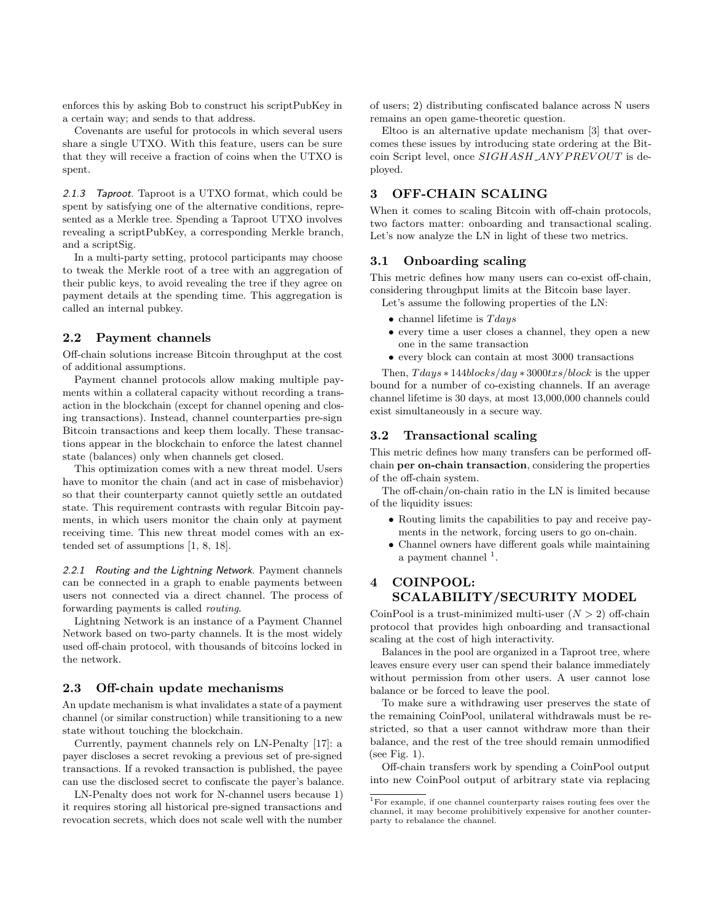enforces this by asking Bob to construct his scriptPubKey in a certain way; and sends to that address.

Covenants are useful for protocols in which several users share a single UTXO. With this feature, users can be sure that they will receive a fraction of coins when the UTXO is spent.

#### 2.1.3 *Taproot*.

Taproot is a UTXO format, which could be spent by satisfying one of the alternative conditions, represented as a Merkle tree. Spending a Taproot UTXO involves revealing a scriptPubKey, a corresponding Merkle branch, and a scriptSig.

In a multi-party setting, protocol participants may choose to tweak the Merkle root of a tree with an aggregation of their public keys, to avoid revealing the tree if they agree on payment details at the spending time. This aggregation is called an internal pubkey.

### 2.2 Payment channels

Off-chain solutions increase Bitcoin throughput at the cost of additional assumptions.

Payment channel protocols allow making multiple payments within a collateral capacity without recording a transaction in the blockchain (except for channel opening and closing transactions). Instead, channel counterparties pre-sign Bitcoin transactions and keep them locally. These transactions appear in the blockchain to enforce the latest channel state (balances) only when channels get closed.

This optimization comes with a new threat model. Users have to monitor the chain (and act in case of misbehavior) so that their counterparty cannot quietly settle an outdated state. This requirement contrasts with regular Bitcoin payments, in which users monitor the chain only at payment receiving time. This new threat model comes with an extended set of assumptions [1, 8, 18].

#### 2.2.1 *Routing and the Lightning Network*.

Payment channels can be connected in a graph to enable payments between users not connected via a direct channel. The process of forwarding payments is called *routing*.

Lightning Network is an instance of a Payment Channel Network based on two-party channels. It is the most widely used off-chain protocol, with thousands of bitcoins locked in the network.

### 2.3 Off-chain update mechanisms

An update mechanism is what invalidates a state of a payment channel (or similar construction) while transitioning to a new state without touching the blockchain.

Currently, payment channels rely on LN-Penalty [17]: a payer discloses a secret revoking a previous set of pre-signed transactions. If a revoked transaction is published, the payee can use the disclosed secret to confiscate the payer's balance.

LN-Penalty does not work for N-channel users because 1) it requires storing all historical pre-signed transactions and revocation secrets, which does not scale well with the number of users; 2) distributing confiscated balance across N users remains an open game-theoretic question.

Eltoo is an alternative update mechanism [3] that overcomes these issues by introducing state ordering at the Bitcoin Script level, once $SIGHASH\_ANYPREVOUT$ is deployed.

## 3 OFF-CHAIN SCALING

When it comes to scaling Bitcoin with off-chain protocols, two factors matter: onboarding and transactional scaling. Let's now analyze the LN in light of these two metrics.

### 3.1 Onboarding scaling

This metric defines how many users can co-exist off-chain, considering throughput limits at the Bitcoin base layer.

Let's assume the following properties of the LN:

- channel lifetime is $T days$
- every time a user closes a channel, they open a new one in the same transaction
- every block can contain at most 3000 transactions

Then, $T days * 144 blocks/day * 3000 txs/block$ is the upper bound for a number of co-existing channels. If an average channel lifetime is 30 days, at most 13,000,000 channels could exist simultaneously in a secure way.

### 3.2 Transactional scaling

This metric defines how many transfers can be performed off-chain **per on-chain transaction**, considering the properties of the off-chain system.

The off-chain/on-chain ratio in the LN is limited because of the liquidity issues:

- Routing limits the capabilities to pay and receive payments in the network, forcing users to go on-chain.
- Channel owners have different goals while maintaining a payment channel [1].

## 4 COINPOOL: SCALABILITY/SECURITY MODEL

CoinPool is a trust-minimized multi-user ($N > 2$) off-chain protocol that provides high onboarding and transactional scaling at the cost of high interactivity.

Balances in the pool are organized in a Taproot tree, where leaves ensure every user can spend their balance immediately without permission from other users. A user cannot lose balance or be forced to leave the pool.

To make sure a withdrawing user preserves the state of the remaining CoinPool, unilateral withdrawals must be restricted, so that a user cannot withdraw more than their balance, and the rest of the tree should remain unmodified (see Fig. 1).

Off-chain transfers work by spending a CoinPool output into new CoinPool output of arbitrary state via replacing

[1] For example, if one channel counterparty raises routing fees over the channel, it may become prohibitively expensive for another counterparty to rebalance the channel.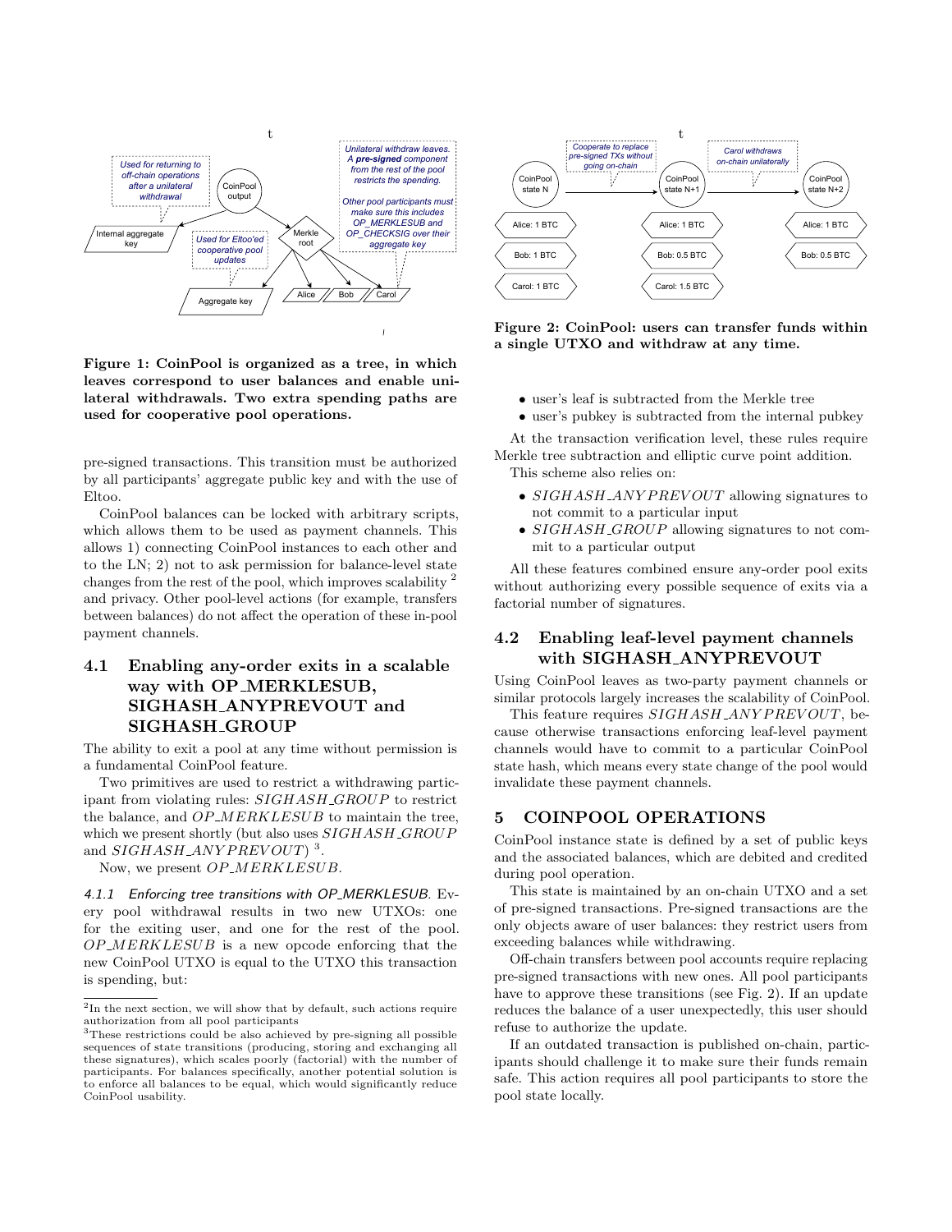**Figure 1: CoinPool is organized as a tree, in which leaves correspond to user balances and enable unilateral withdrawals. Two extra spending paths are used for cooperative pool operations.**

pre-signed transactions. This transition must be authorized by all participants' aggregate public key and with the use of Eltoo.

CoinPool balances can be locked with arbitrary scripts, which allows them to be used as payment channels. This allows 1) connecting CoinPool instances to each other and to the LN; 2) not to ask permission for balance-level state changes from the rest of the pool, which improves scalability [2] and privacy. Other pool-level actions (for example, transfers between balances) do not affect the operation of these in-pool payment channels.

## 4.1 Enabling any-order exits in a scalable way with OP_MERKLESUB, SIGHASH_ANYPREVOUT and SIGHASH_GROUP

The ability to exit a pool at any time without permission is a fundamental CoinPool feature.

Two primitives are used to restrict a withdrawing participant from violating rules: *SIGHASH_GROUP* to restrict the balance, and *OP_MERKLESUB* to maintain the tree, which we present shortly (but also uses *SIGHASH_GROUP* and *SIGHASH_ANYPREVOUT*) [3].

Now, we present *OP_MERKLESUB*.

### 4.1.1 *Enforcing tree transitions with OP_MERKLESUB.*

Every pool withdrawal results in two new UTXOs: one for the exiting user, and one for the rest of the pool. *OP_MERKLESUB* is a new opcode enforcing that the new CoinPool UTXO is equal to the UTXO this transaction is spending, but:

- user's leaf is subtracted from the Merkle tree
- user's pubkey is subtracted from the internal pubkey

At the transaction verification level, these rules require Merkle tree subtraction and elliptic curve point addition.

This scheme also relies on:

- *SIGHASH_ANYPREVOUT* allowing signatures to not commit to a particular input
- *SIGHASH_GROUP* allowing signatures to not commit to a particular output

All these features combined ensure any-order pool exits without authorizing every possible sequence of exits via a factorial number of signatures.

[2] In the next section, we will show that by default, such actions require authorization from all pool participants

[3] These restrictions could be also achieved by pre-signing all possible sequences of state transitions (producing, storing and exchanging all these signatures), which scales poorly (factorial) with the number of participants. For balances specifically, another potential solution is to enforce all balances to be equal, which would significantly reduce CoinPool usability.

**Figure 2: CoinPool: users can transfer funds within a single UTXO and withdraw at any time.**

## 4.2 Enabling leaf-level payment channels with SIGHASH_ANYPREVOUT

Using CoinPool leaves as two-party payment channels or similar protocols largely increases the scalability of CoinPool.

This feature requires *SIGHASH_ANYPREVOUT*, because otherwise transactions enforcing leaf-level payment channels would have to commit to a particular CoinPool state hash, which means every state change of the pool would invalidate these payment channels.

# 5 COINPOOL OPERATIONS

CoinPool instance state is defined by a set of public keys and the associated balances, which are debited and credited during pool operation.

This state is maintained by an on-chain UTXO and a set of pre-signed transactions. Pre-signed transactions are the only objects aware of user balances: they restrict users from exceeding balances while withdrawing.

Off-chain transfers between pool accounts require replacing pre-signed transactions with new ones. All pool participants have to approve these transitions (see Fig. 2). If an update reduces the balance of a user unexpectedly, this user should refuse to authorize the update.

If an outdated transaction is published on-chain, participants should challenge it to make sure their funds remain safe. This action requires all pool participants to store the pool state locally.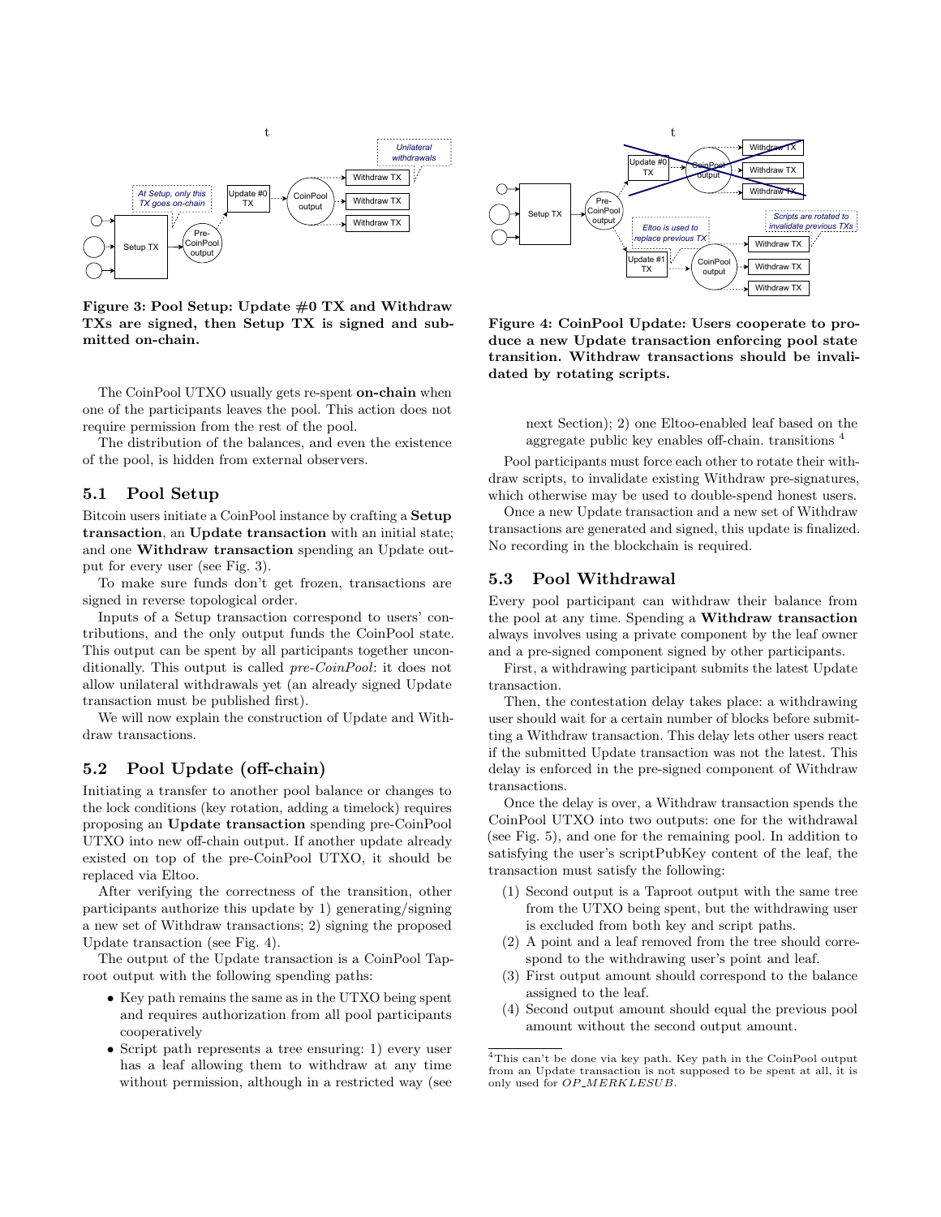Figure 3: Pool Setup: Update #0 TX and Withdraw TXs are signed, then Setup TX is signed and submitted on-chain.

The CoinPool UTXO usually gets re-spent **on-chain** when one of the participants leaves the pool. This action does not require permission from the rest of the pool.

The distribution of the balances, and even the existence of the pool, is hidden from external observers.

## 5.1 Pool Setup

Bitcoin users initiate a CoinPool instance by crafting a **Setup transaction**, an **Update transaction** with an initial state; and one **Withdraw transaction** spending an Update output for every user (see Fig. 3).

To make sure funds don't get frozen, transactions are signed in reverse topological order.

Inputs of a Setup transaction correspond to users' contributions, and the only output funds the CoinPool state. This output can be spent by all participants together unconditionally. This output is called *pre-CoinPool*: it does not allow unilateral withdrawals yet (an already signed Update transaction must be published first).

We will now explain the construction of Update and Withdraw transactions.

## 5.2 Pool Update (off-chain)

Initiating a transfer to another pool balance or changes to the lock conditions (key rotation, adding a timelock) requires proposing an **Update transaction** spending pre-CoinPool UTXO into new off-chain output. If another update already existed on top of the pre-CoinPool UTXO, it should be replaced via Eltoo.

After verifying the correctness of the transition, other participants authorize this update by 1) generating/signing a new set of Withdraw transactions; 2) signing the proposed Update transaction (see Fig. 4).

The output of the Update transaction is a CoinPool Taproot output with the following spending paths:

- Key path remains the same as in the UTXO being spent and requires authorization from all pool participants cooperatively
- Script path represents a tree ensuring: 1) every user has a leaf allowing them to withdraw at any time without permission, although in a restricted way (see next Section); 2) one Eltoo-enabled leaf based on the aggregate public key enables off-chain. transitions [4]

Figure 4: CoinPool Update: Users cooperate to produce a new Update transaction enforcing pool state transition. Withdraw transactions should be invalidated by rotating scripts.

Pool participants must force each other to rotate their withdraw scripts, to invalidate existing Withdraw pre-signatures, which otherwise may be used to double-spend honest users.

Once a new Update transaction and a new set of Withdraw transactions are generated and signed, this update is finalized. No recording in the blockchain is required.

## 5.3 Pool Withdrawal

Every pool participant can withdraw their balance from the pool at any time. Spending a **Withdraw transaction** always involves using a private component by the leaf owner and a pre-signed component signed by other participants.

First, a withdrawing participant submits the latest Update transaction.

Then, the contestation delay takes place: a withdrawing user should wait for a certain number of blocks before submitting a Withdraw transaction. This delay lets other users react if the submitted Update transaction was not the latest. This delay is enforced in the pre-signed component of Withdraw transactions.

Once the delay is over, a Withdraw transaction spends the CoinPool UTXO into two outputs: one for the withdrawal (see Fig. 5), and one for the remaining pool. In addition to satisfying the user's scriptPubKey content of the leaf, the transaction must satisfy the following:

(1) Second output is a Taproot output with the same tree from the UTXO being spent, but the withdrawing user is excluded from both key and script paths.
(2) A point and a leaf removed from the tree should correspond to the withdrawing user's point and leaf.
(3) First output amount should correspond to the balance assigned to the leaf.
(4) Second output amount should equal the previous pool amount without the second output amount.

[4] This can't be done via key path. Key path in the CoinPool output from an Update transaction is not supposed to be spent at all, it is only used for *OP_MERKLESUB*.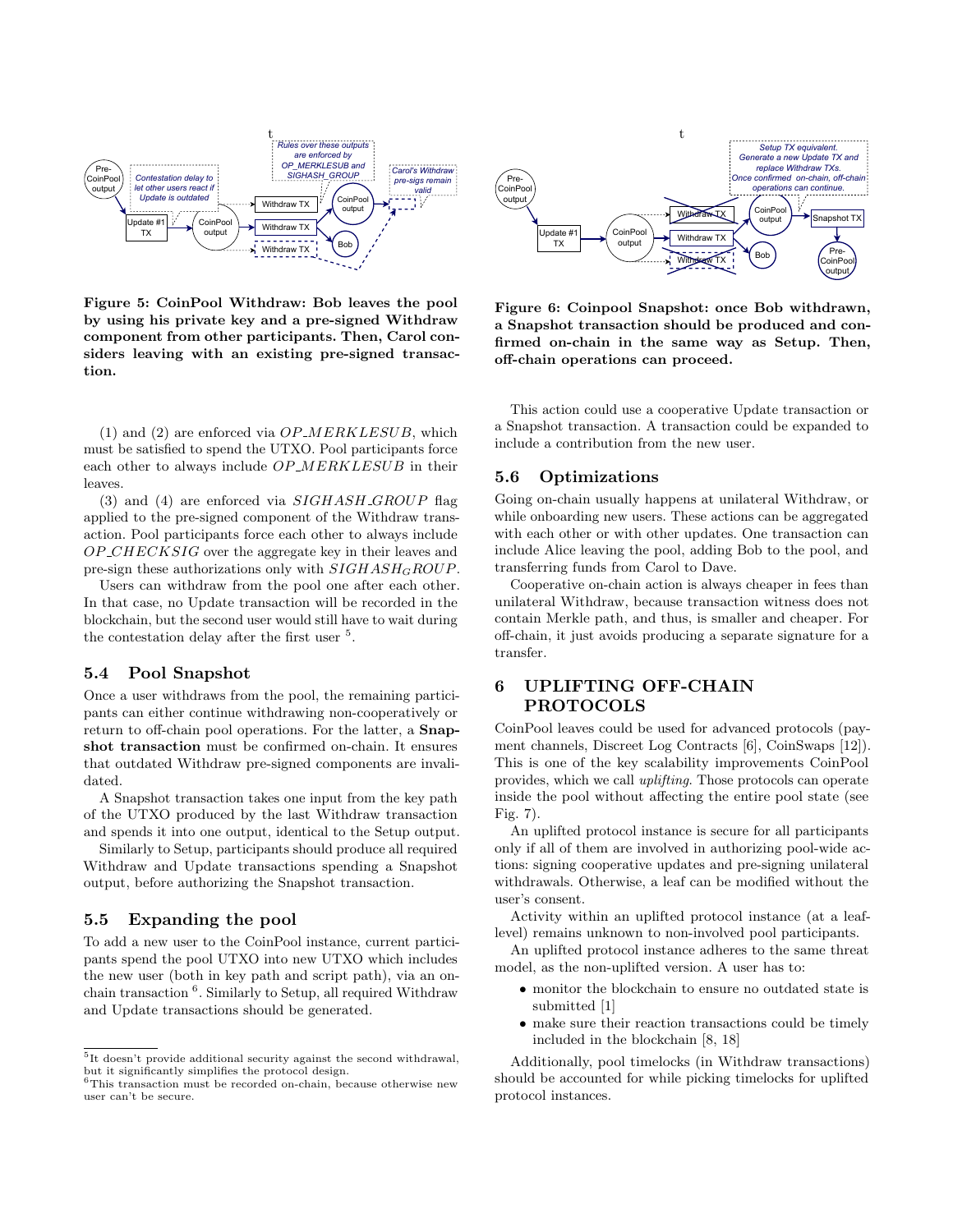**Figure 5: CoinPool Withdraw: Bob leaves the pool by using his private key and a pre-signed Withdraw component from other participants. Then, Carol considers leaving with an existing pre-signed transaction.**

**Figure 6: Coinpool Snapshot: once Bob withdrawn, a Snapshot transaction should be produced and confirmed on-chain in the same way as Setup. Then, off-chain operations can proceed.**

(1) and (2) are enforced via *OP_MERKLESUB*, which must be satisfied to spend the UTXO. Pool participants force each other to always include *OP_MERKLESUB* in their leaves.

(3) and (4) are enforced via *SIGHASH_GROUP* flag applied to the pre-signed component of the Withdraw transaction. Pool participants force each other to always include *OP_CHECKSIG* over the aggregate key in their leaves and pre-sign these authorizations only with $SIGHASH_{G}ROUP$.

Users can withdraw from the pool one after each other. In that case, no Update transaction will be recorded in the blockchain, but the second user would still have to wait during the contestation delay after the first user [5].

## 5.4 Pool Snapshot

Once a user withdraws from the pool, the remaining participants can either continue withdrawing non-cooperatively or return to off-chain pool operations. For the latter, a **Snapshot transaction** must be confirmed on-chain. It ensures that outdated Withdraw pre-signed components are invalidated.

A Snapshot transaction takes one input from the key path of the UTXO produced by the last Withdraw transaction and spends it into one output, identical to the Setup output.

Similarly to Setup, participants should produce all required Withdraw and Update transactions spending a Snapshot output, before authorizing the Snapshot transaction.

## 5.5 Expanding the pool

To add a new user to the CoinPool instance, current participants spend the pool UTXO into new UTXO which includes the new user (both in key path and script path), via an on-chain transaction [6]. Similarly to Setup, all required Withdraw and Update transactions should be generated.

This action could use a cooperative Update transaction or a Snapshot transaction. A transaction could be expanded to include a contribution from the new user.

## 5.6 Optimizations

Going on-chain usually happens at unilateral Withdraw, or while onboarding new users. These actions can be aggregated with each other or with other updates. One transaction can include Alice leaving the pool, adding Bob to the pool, and transferring funds from Carol to Dave.

Cooperative on-chain action is always cheaper in fees than unilateral Withdraw, because transaction witness does not contain Merkle path, and thus, is smaller and cheaper. For off-chain, it just avoids producing a separate signature for a transfer.

# 6 UPLIFTING OFF-CHAIN PROTOCOLS

CoinPool leaves could be used for advanced protocols (payment channels, Discreet Log Contracts [6], CoinSwaps [12]). This is one of the key scalability improvements CoinPool provides, which we call *uplifting*. Those protocols can operate inside the pool without affecting the entire pool state (see Fig. 7).

An uplifted protocol instance is secure for all participants only if all of them are involved in authorizing pool-wide actions: signing cooperative updates and pre-signing unilateral withdrawals. Otherwise, a leaf can be modified without the user's consent.

Activity within an uplifted protocol instance (at a leaf-level) remains unknown to non-involved pool participants.

An uplifted protocol instance adheres to the same threat model, as the non-uplifted version. A user has to:

- monitor the blockchain to ensure no outdated state is submitted [1]
- make sure their reaction transactions could be timely included in the blockchain [8, 18]

Additionally, pool timelocks (in Withdraw transactions) should be accounted for while picking timelocks for uplifted protocol instances.

---

[5] It doesn't provide additional security against the second withdrawal, but it significantly simplifies the protocol design.

[6] This transaction must be recorded on-chain, because otherwise new user can't be secure.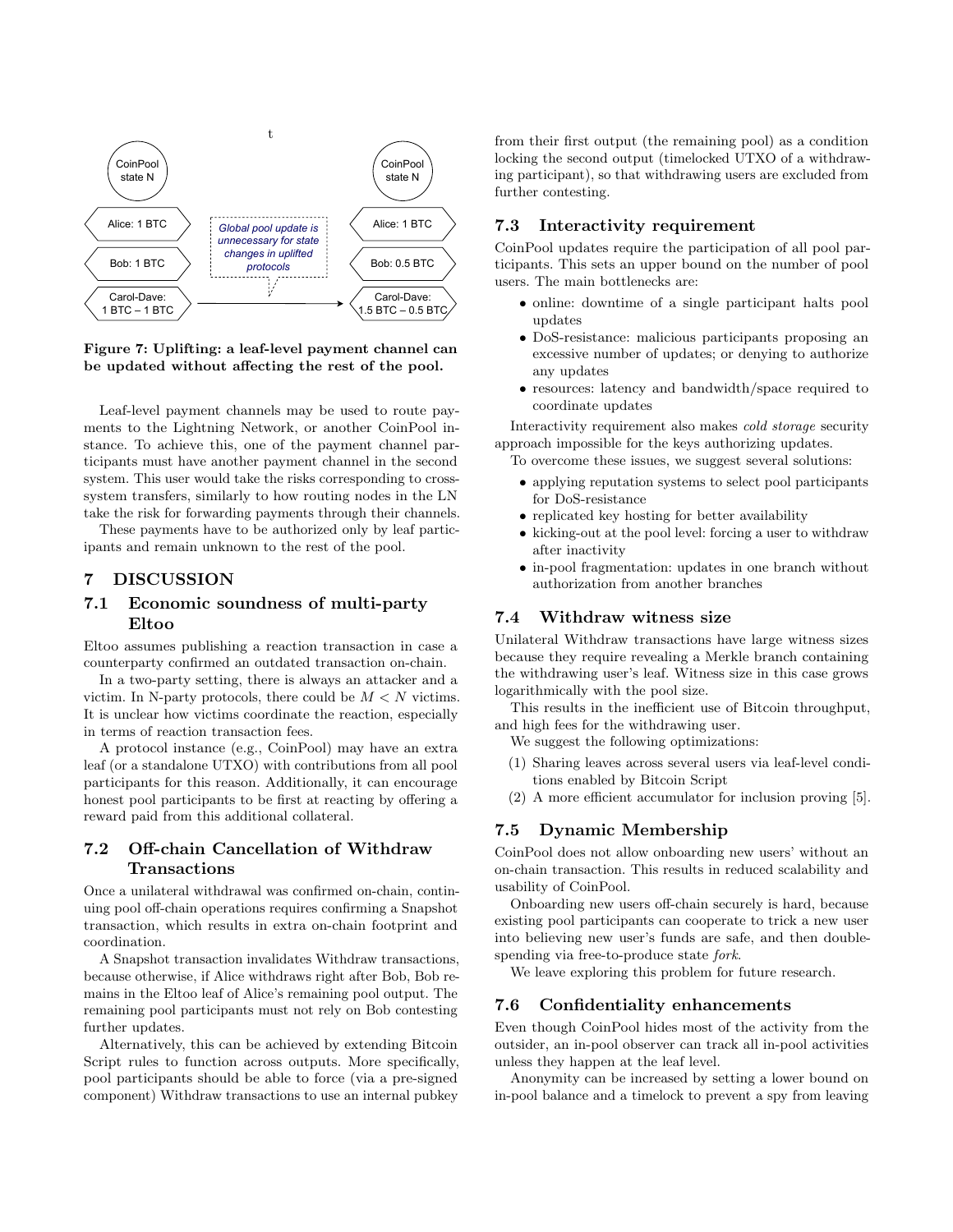**Figure 7: Uplifting: a leaf-level payment channel can be updated without affecting the rest of the pool.**

Leaf-level payment channels may be used to route payments to the Lightning Network, or another CoinPool instance. To achieve this, one of the payment channel participants must have another payment channel in the second system. This user would take the risks corresponding to cross-system transfers, similarly to how routing nodes in the LN take the risk for forwarding payments through their channels.

These payments have to be authorized only by leaf participants and remain unknown to the rest of the pool.

# 7 DISCUSSION

## 7.1 Economic soundness of multi-party Eltoo

Eltoo assumes publishing a reaction transaction in case a counterparty confirmed an outdated transaction on-chain.

In a two-party setting, there is always an attacker and a victim. In N-party protocols, there could be $M < N$ victims. It is unclear how victims coordinate the reaction, especially in terms of reaction transaction fees.

A protocol instance (e.g., CoinPool) may have an extra leaf (or a standalone UTXO) with contributions from all pool participants for this reason. Additionally, it can encourage honest pool participants to be first at reacting by offering a reward paid from this additional collateral.

## 7.2 Off-chain Cancellation of Withdraw Transactions

Once a unilateral withdrawal was confirmed on-chain, continuing pool off-chain operations requires confirming a Snapshot transaction, which results in extra on-chain footprint and coordination.

A Snapshot transaction invalidates Withdraw transactions, because otherwise, if Alice withdraws right after Bob, Bob remains in the Eltoo leaf of Alice's remaining pool output. The remaining pool participants must not rely on Bob contesting further updates.

Alternatively, this can be achieved by extending Bitcoin Script rules to function across outputs. More specifically, pool participants should be able to force (via a pre-signed component) Withdraw transactions to use an internal pubkey from their first output (the remaining pool) as a condition locking the second output (timelocked UTXO of a withdrawing participant), so that withdrawing users are excluded from further contesting.

## 7.3 Interactivity requirement

CoinPool updates require the participation of all pool participants. This sets an upper bound on the number of pool users. The main bottlenecks are:

- online: downtime of a single participant halts pool updates
- DoS-resistance: malicious participants proposing an excessive number of updates; or denying to authorize any updates
- resources: latency and bandwidth/space required to coordinate updates

Interactivity requirement also makes *cold storage* security approach impossible for the keys authorizing updates.

To overcome these issues, we suggest several solutions:

- applying reputation systems to select pool participants for DoS-resistance
- replicated key hosting for better availability
- kicking-out at the pool level: forcing a user to withdraw after inactivity
- in-pool fragmentation: updates in one branch without authorization from another branches

## 7.4 Withdraw witness size

Unilateral Withdraw transactions have large witness sizes because they require revealing a Merkle branch containing the withdrawing user's leaf. Witness size in this case grows logarithmically with the pool size.

This results in the inefficient use of Bitcoin throughput, and high fees for the withdrawing user.

We suggest the following optimizations:

1. Sharing leaves across several users via leaf-level conditions enabled by Bitcoin Script
2. A more efficient accumulator for inclusion proving [5].

## 7.5 Dynamic Membership

CoinPool does not allow onboarding new users' without an on-chain transaction. This results in reduced scalability and usability of CoinPool.

Onboarding new users off-chain securely is hard, because existing pool participants can cooperate to trick a new user into believing new user's funds are safe, and then double-spending via free-to-produce state *fork*.

We leave exploring this problem for future research.

## 7.6 Confidentiality enhancements

Even though CoinPool hides most of the activity from the outsider, an in-pool observer can track all in-pool activities unless they happen at the leaf level.

Anonymity can be increased by setting a lower bound on in-pool balance and a timelock to prevent a spy from leaving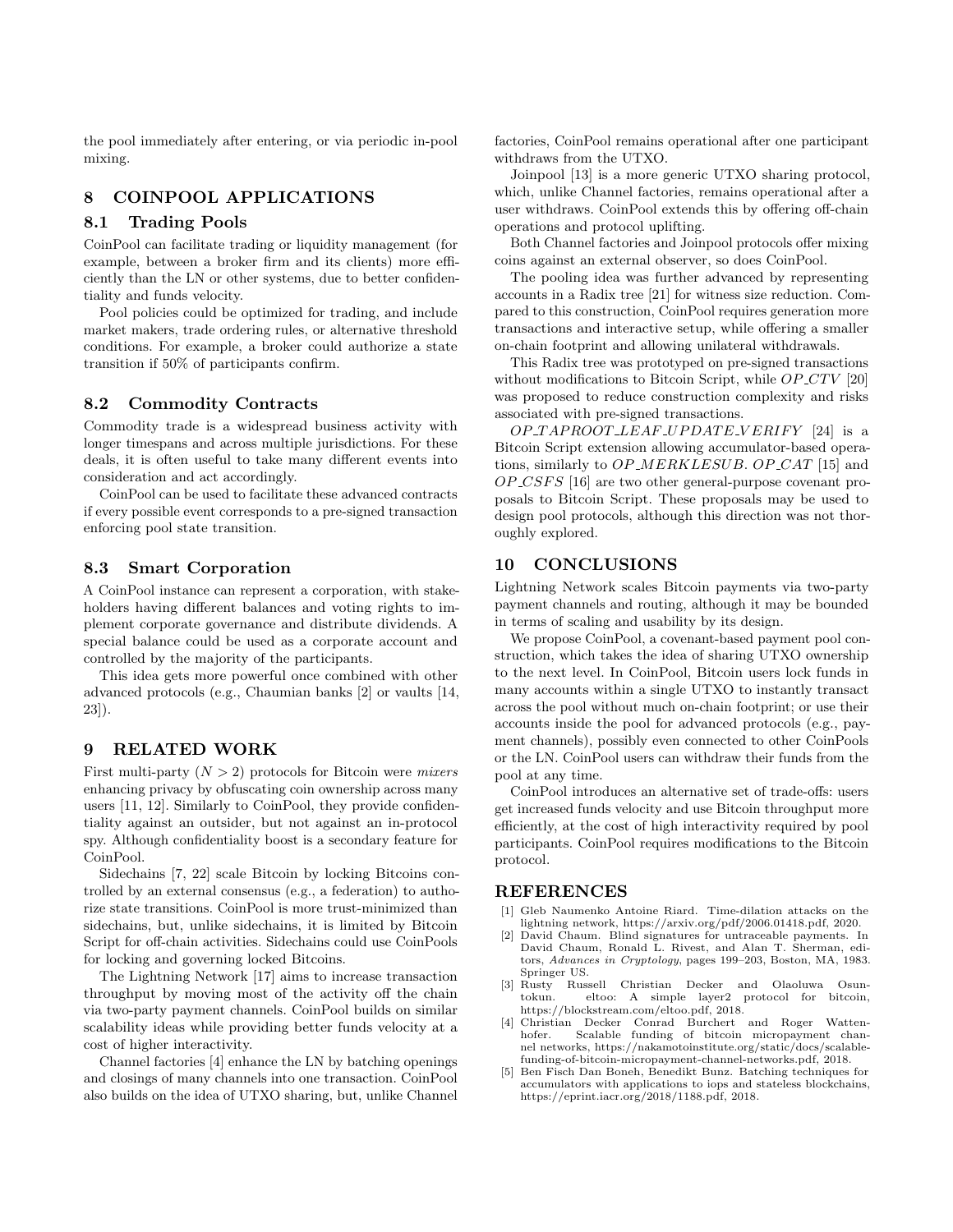the pool immediately after entering, or via periodic in-pool mixing.

## 8 COINPOOL APPLICATIONS

### 8.1 Trading Pools

CoinPool can facilitate trading or liquidity management (for example, between a broker firm and its clients) more efficiently than the LN or other systems, due to better confidentiality and funds velocity.

Pool policies could be optimized for trading, and include market makers, trade ordering rules, or alternative threshold conditions. For example, a broker could authorize a state transition if 50% of participants confirm.

### 8.2 Commodity Contracts

Commodity trade is a widespread business activity with longer timespans and across multiple jurisdictions. For these deals, it is often useful to take many different events into consideration and act accordingly.

CoinPool can be used to facilitate these advanced contracts if every possible event corresponds to a pre-signed transaction enforcing pool state transition.

### 8.3 Smart Corporation

A CoinPool instance can represent a corporation, with stakeholders having different balances and voting rights to implement corporate governance and distribute dividends. A special balance could be used as a corporate account and controlled by the majority of the participants.

This idea gets more powerful once combined with other advanced protocols (e.g., Chaumian banks [2] or vaults [14, 23]).

## 9 RELATED WORK

First multi-party ($N > 2$) protocols for Bitcoin were *mixers* enhancing privacy by obfuscating coin ownership across many users [11, 12]. Similarly to CoinPool, they provide confidentiality against an outsider, but not against an in-protocol spy. Although confidentiality boost is a secondary feature for CoinPool.

Sidechains [7, 22] scale Bitcoin by locking Bitcoins controlled by an external consensus (e.g., a federation) to authorize state transitions. CoinPool is more trust-minimized than sidechains, but, unlike sidechains, it is limited by Bitcoin Script for off-chain activities. Sidechains could use CoinPools for locking and governing locked Bitcoins.

The Lightning Network [17] aims to increase transaction throughput by moving most of the activity off the chain via two-party payment channels. CoinPool builds on similar scalability ideas while providing better funds velocity at a cost of higher interactivity.

Channel factories [4] enhance the LN by batching openings and closings of many channels into one transaction. CoinPool also builds on the idea of UTXO sharing, but, unlike Channel factories, CoinPool remains operational after one participant withdraws from the UTXO.

Joinpool [13] is a more generic UTXO sharing protocol, which, unlike Channel factories, remains operational after a user withdraws. CoinPool extends this by offering off-chain operations and protocol uplifting.

Both Channel factories and Joinpool protocols offer mixing coins against an external observer, so does CoinPool.

The pooling idea was further advanced by representing accounts in a Radix tree [21] for witness size reduction. Compared to this construction, CoinPool requires generation more transactions and interactive setup, while offering a smaller on-chain footprint and allowing unilateral withdrawals.

This Radix tree was prototyped on pre-signed transactions without modifications to Bitcoin Script, while *OP_CTV* [20] was proposed to reduce construction complexity and risks associated with pre-signed transactions.

*OP_TAPROOT_LEAF_UPDATE_VERIFY* [24] is a Bitcoin Script extension allowing accumulator-based operations, similarly to *OP_MERKLESUB*. *OP_CAT* [15] and *OP_CSFS* [16] are two other general-purpose covenant proposals to Bitcoin Script. These proposals may be used to design pool protocols, although this direction was not thoroughly explored.

## 10 CONCLUSIONS

Lightning Network scales Bitcoin payments via two-party payment channels and routing, although it may be bounded in terms of scaling and usability by its design.

We propose CoinPool, a covenant-based payment pool construction, which takes the idea of sharing UTXO ownership to the next level. In CoinPool, Bitcoin users lock funds in many accounts within a single UTXO to instantly transact across the pool without much on-chain footprint; or use their accounts inside the pool for advanced protocols (e.g., payment channels), possibly even connected to other CoinPools or the LN. CoinPool users can withdraw their funds from the pool at any time.

CoinPool introduces an alternative set of trade-offs: users get increased funds velocity and use Bitcoin throughput more efficiently, at the cost of high interactivity required by pool participants. CoinPool requires modifications to the Bitcoin protocol.

## REFERENCES

[1] Gleb Naumenko Antoine Riard. Time-dilation attacks on the lightning network, https://arxiv.org/pdf/2006.01418.pdf, 2020.

[2] David Chaum. Blind signatures for untraceable payments. In David Chaum, Ronald L. Rivest, and Alan T. Sherman, editors, *Advances in Cryptology*, pages 199–203, Boston, MA, 1983. Springer US.

[3] Rusty Russell Christian Decker and Olaoluwa Osuntokun. eltoo: A simple layer2 protocol for bitcoin, https://blockstream.com/eltoo.pdf, 2018.

[4] Christian Decker Conrad Burchert and Roger Wattenhofer. Scalable funding of bitcoin micropayment channel networks, https://nakamotoinstitute.org/static/docs/scalable-funding-of-bitcoin-micropayment-channel-networks.pdf, 2018.

[5] Ben Fisch Dan Boneh, Benedikt Bunz. Batching techniques for accumulators with applications to iops and stateless blockchains, https://eprint.iacr.org/2018/1188.pdf, 2018.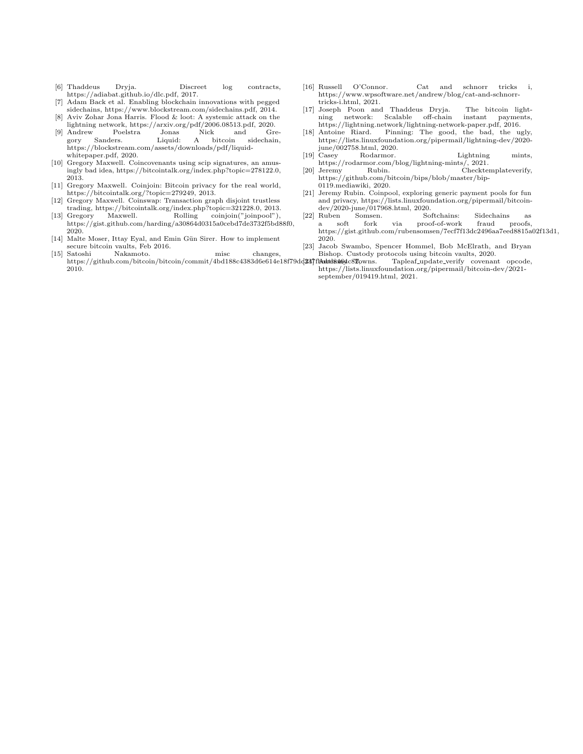[6] Thaddeus Dryja. Discreet log contracts, https://adiabat.github.io/dlc.pdf, 2017.

[7] Adam Back et al. Enabling blockchain innovations with pegged sidechains, https://www.blockstream.com/sidechains.pdf, 2014.

[8] Aviv Zohar Jona Harris. Flood & loot: A systemic attack on the lightning network, https://arxiv.org/pdf/2006.08513.pdf, 2020.

[9] Andrew Poelstra Jonas Nick and Gregory Sanders. Liquid: A bitcoin sidechain, https://blockstream.com/assets/downloads/pdf/liquid-whitepaper.pdf, 2020.

[10] Gregory Maxwell. Coincovenants using scip signatures, an amusingly bad idea, https://bitcointalk.org/index.php?topic=278122.0, 2013.

[11] Gregory Maxwell. Coinjoin: Bitcoin privacy for the real world, https://bitcointalk.org/?topic=279249, 2013.

[12] Gregory Maxwell. Coinswap: Transaction graph disjoint trustless trading, https://bitcointalk.org/index.php?topic=321228.0, 2013.

[13] Gregory Maxwell. Rolling coinjoin("joinpool"), https://gist.github.com/harding/a30864d0315a0cebd7de3732f5bd88f0, 2020.

[14] Malte Moser, Ittay Eyal, and Emin Gün Sirer. How to implement secure bitcoin vaults, Feb 2016.

[15] Satoshi Nakamoto. misc changes, https://github.com/bitcoin/bitcoin/commit/4bd188c4383d6e614e18f79dc337fbabe8464c82, 2010.

[16] Russell O'Connor. Cat and schnorr tricks i, https://www.wpsoftware.net/andrew/blog/cat-and-schnorr-tricks-i.html, 2021.

[17] Joseph Poon and Thaddeus Dryja. The bitcoin lightning network: Scalable off-chain instant payments, https://lightning.network/lightning-network-paper.pdf, 2016.

[18] Antoine Riard. Pinning: The good, the bad, the ugly, https://lists.linuxfoundation.org/pipermail/lightning-dev/2020-june/002758.html, 2020.

[19] Casey Rodarmor. Lightning mints, https://rodarmor.com/blog/lightning-mints/, 2021.

[20] Jeremy Rubin. Checktemplateverify, https://github.com/bitcoin/bips/blob/master/bip-0119.mediawiki, 2020.

[21] Jeremy Rubin. Coinpool, exploring generic payment pools for fun and privacy, https://lists.linuxfoundation.org/pipermail/bitcoin-dev/2020-june/017968.html, 2020.

[22] Ruben Somsen. Softchains: Sidechains as a soft fork via proof-of-work fraud proofs, https://gist.github.com/rubensomsen/7ecf7f13dc2496aa7eed8815a02f13d1, 2020.

[23] Jacob Swambo, Spencer Hommel, Bob McElrath, and Bryan Bishop. Custody protocols using bitcoin vaults, 2020.

[24] Anthony Towns. Tapleaf_update_verify covenant opcode, https://lists.linuxfoundation.org/pipermail/bitcoin-dev/2021-september/019419.html, 2021.